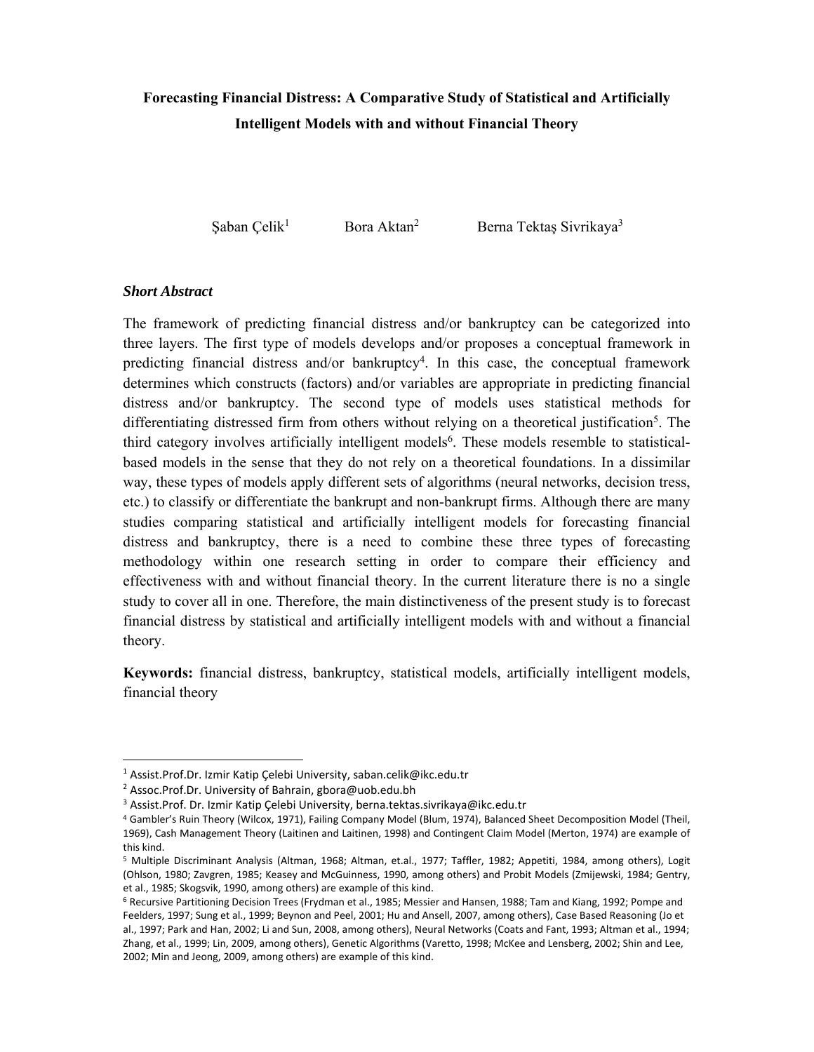# Forecasting Financial Distress: A Comparative Study of Statistical and Artificially Intelligent Models with and without Financial Theory

Şaban Çelik[1] Bora Aktan[2] Berna Tektaş Sivrikaya[3]

***Short Abstract***

The framework of predicting financial distress and/or bankruptcy can be categorized into three layers. The first type of models develops and/or proposes a conceptual framework in predicting financial distress and/or bankruptcy[4]. In this case, the conceptual framework determines which constructs (factors) and/or variables are appropriate in predicting financial distress and/or bankruptcy. The second type of models uses statistical methods for differentiating distressed firm from others without relying on a theoretical justification[5]. The third category involves artificially intelligent models[6]. These models resemble to statistical-based models in the sense that they do not rely on a theoretical foundations. In a dissimilar way, these types of models apply different sets of algorithms (neural networks, decision tress, etc.) to classify or differentiate the bankrupt and non-bankrupt firms. Although there are many studies comparing statistical and artificially intelligent models for forecasting financial distress and bankruptcy, there is a need to combine these three types of forecasting methodology within one research setting in order to compare their efficiency and effectiveness with and without financial theory. In the current literature there is no a single study to cover all in one. Therefore, the main distinctiveness of the present study is to forecast financial distress by statistical and artificially intelligent models with and without a financial theory.

**Keywords:** financial distress, bankruptcy, statistical models, artificially intelligent models, financial theory

---

[1] Assist.Prof.Dr. Izmir Katip Çelebi University, saban.celik@ikc.edu.tr

[2] Assoc.Prof.Dr. University of Bahrain, gbora@uob.edu.bh

[3] Assist.Prof. Dr. Izmir Katip Çelebi University, berna.tektas.sivrikaya@ikc.edu.tr

[4] Gambler's Ruin Theory (Wilcox, 1971), Failing Company Model (Blum, 1974), Balanced Sheet Decomposition Model (Theil, 1969), Cash Management Theory (Laitinen and Laitinen, 1998) and Contingent Claim Model (Merton, 1974) are example of this kind.

[5] Multiple Discriminant Analysis (Altman, 1968; Altman, et.al., 1977; Taffler, 1982; Appetiti, 1984, among others), Logit (Ohlson, 1980; Zavgren, 1985; Keasey and McGuinness, 1990, among others) and Probit Models (Zmijewski, 1984; Gentry, et al., 1985; Skogsvik, 1990, among others) are example of this kind.

[6] Recursive Partitioning Decision Trees (Frydman et al., 1985; Messier and Hansen, 1988; Tam and Kiang, 1992; Pompe and Feelders, 1997; Sung et al., 1999; Beynon and Peel, 2001; Hu and Ansell, 2007, among others), Case Based Reasoning (Jo et al., 1997; Park and Han, 2002; Li and Sun, 2008, among others), Neural Networks (Coats and Fant, 1993; Altman et al., 1994; Zhang, et al., 1999; Lin, 2009, among others), Genetic Algorithms (Varetto, 1998; McKee and Lensberg, 2002; Shin and Lee, 2002; Min and Jeong, 2009, among others) are example of this kind.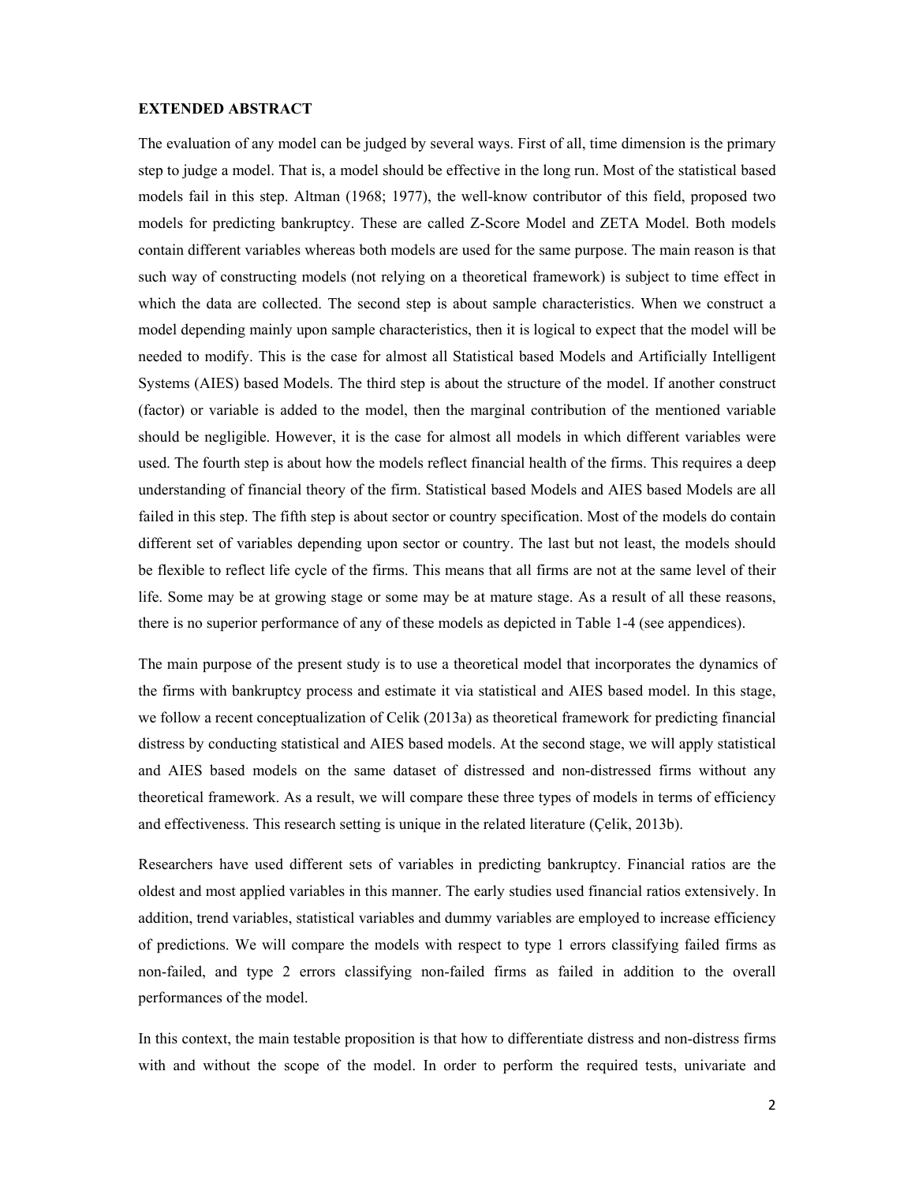**EXTENDED ABSTRACT**

The evaluation of any model can be judged by several ways. First of all, time dimension is the primary step to judge a model. That is, a model should be effective in the long run. Most of the statistical based models fail in this step. Altman (1968; 1977), the well-know contributor of this field, proposed two models for predicting bankruptcy. These are called Z-Score Model and ZETA Model. Both models contain different variables whereas both models are used for the same purpose. The main reason is that such way of constructing models (not relying on a theoretical framework) is subject to time effect in which the data are collected. The second step is about sample characteristics. When we construct a model depending mainly upon sample characteristics, then it is logical to expect that the model will be needed to modify. This is the case for almost all Statistical based Models and Artificially Intelligent Systems (AIES) based Models. The third step is about the structure of the model. If another construct (factor) or variable is added to the model, then the marginal contribution of the mentioned variable should be negligible. However, it is the case for almost all models in which different variables were used. The fourth step is about how the models reflect financial health of the firms. This requires a deep understanding of financial theory of the firm. Statistical based Models and AIES based Models are all failed in this step. The fifth step is about sector or country specification. Most of the models do contain different set of variables depending upon sector or country. The last but not least, the models should be flexible to reflect life cycle of the firms. This means that all firms are not at the same level of their life. Some may be at growing stage or some may be at mature stage. As a result of all these reasons, there is no superior performance of any of these models as depicted in Table 1-4 (see appendices).

The main purpose of the present study is to use a theoretical model that incorporates the dynamics of the firms with bankruptcy process and estimate it via statistical and AIES based model. In this stage, we follow a recent conceptualization of Celik (2013a) as theoretical framework for predicting financial distress by conducting statistical and AIES based models. At the second stage, we will apply statistical and AIES based models on the same dataset of distressed and non-distressed firms without any theoretical framework. As a result, we will compare these three types of models in terms of efficiency and effectiveness. This research setting is unique in the related literature (Çelik, 2013b).

Researchers have used different sets of variables in predicting bankruptcy. Financial ratios are the oldest and most applied variables in this manner. The early studies used financial ratios extensively. In addition, trend variables, statistical variables and dummy variables are employed to increase efficiency of predictions. We will compare the models with respect to type 1 errors classifying failed firms as non-failed, and type 2 errors classifying non-failed firms as failed in addition to the overall performances of the model.

In this context, the main testable proposition is that how to differentiate distress and non-distress firms with and without the scope of the model. In order to perform the required tests, univariate and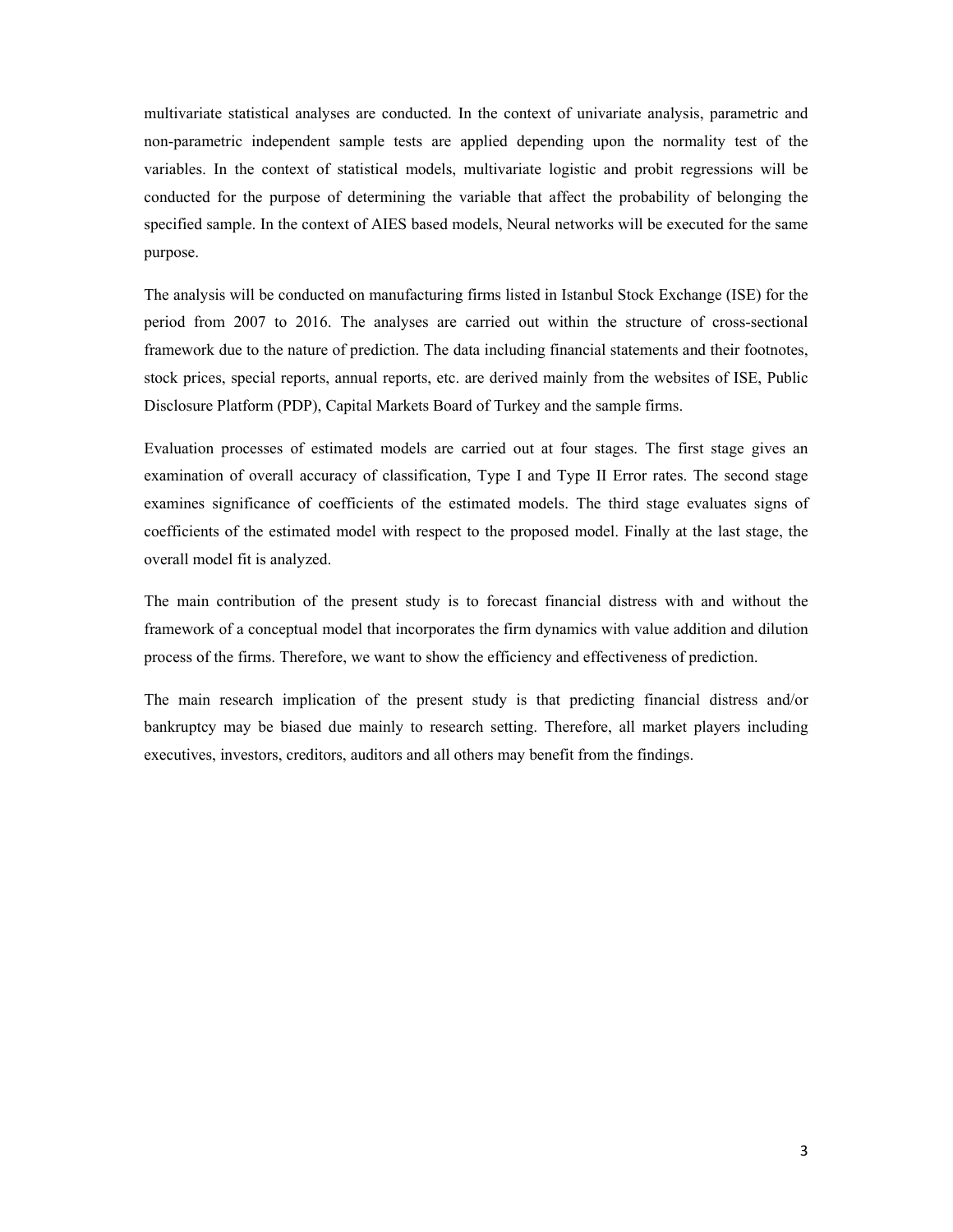multivariate statistical analyses are conducted. In the context of univariate analysis, parametric and non-parametric independent sample tests are applied depending upon the normality test of the variables. In the context of statistical models, multivariate logistic and probit regressions will be conducted for the purpose of determining the variable that affect the probability of belonging the specified sample. In the context of AIES based models, Neural networks will be executed for the same purpose.

The analysis will be conducted on manufacturing firms listed in Istanbul Stock Exchange (ISE) for the period from 2007 to 2016. The analyses are carried out within the structure of cross-sectional framework due to the nature of prediction. The data including financial statements and their footnotes, stock prices, special reports, annual reports, etc. are derived mainly from the websites of ISE, Public Disclosure Platform (PDP), Capital Markets Board of Turkey and the sample firms.

Evaluation processes of estimated models are carried out at four stages. The first stage gives an examination of overall accuracy of classification, Type I and Type II Error rates. The second stage examines significance of coefficients of the estimated models. The third stage evaluates signs of coefficients of the estimated model with respect to the proposed model. Finally at the last stage, the overall model fit is analyzed.

The main contribution of the present study is to forecast financial distress with and without the framework of a conceptual model that incorporates the firm dynamics with value addition and dilution process of the firms. Therefore, we want to show the efficiency and effectiveness of prediction.

The main research implication of the present study is that predicting financial distress and/or bankruptcy may be biased due mainly to research setting. Therefore, all market players including executives, investors, creditors, auditors and all others may benefit from the findings.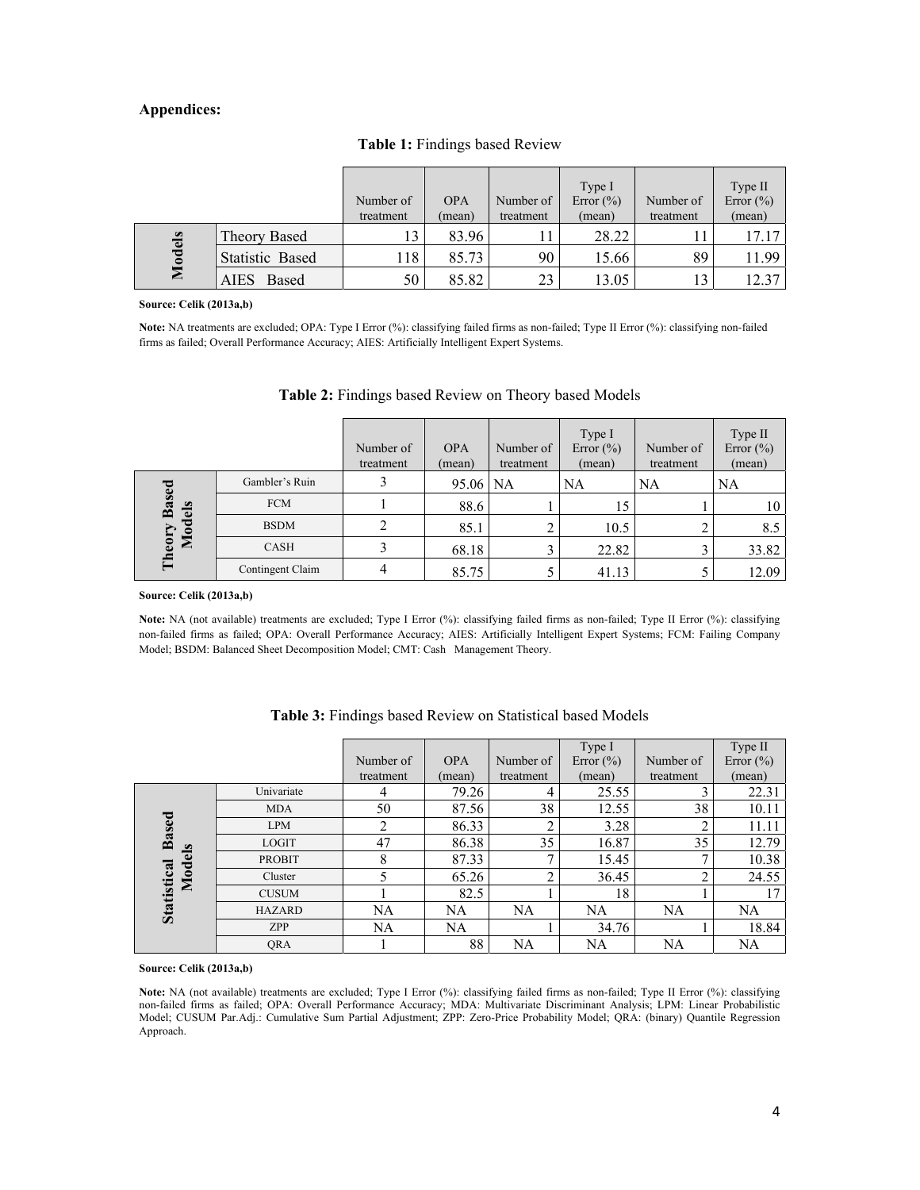**Appendices:**

**Table 1:** Findings based Review

| | | Number of treatment | OPA (mean) | Number of treatment | Type I Error (%) (mean) | Number of treatment | Type II Error (%) (mean) |
|---|---|---|---|---|---|---|---|
| **Models** | Theory Based | 13 | 83.96 | 11 | 28.22 | 11 | 17.17 |
| | Statistic Based | 118 | 85.73 | 90 | 15.66 | 89 | 11.99 |
| | AIES Based | 50 | 85.82 | 23 | 13.05 | 13 | 12.37 |

**Source: Celik (2013a,b)**

**Note:** NA treatments are excluded; OPA: Type I Error (%): classifying failed firms as non-failed; Type II Error (%): classifying non-failed firms as failed; Overall Performance Accuracy; AIES: Artificially Intelligent Expert Systems.

**Table 2:** Findings based Review on Theory based Models

| | | Number of treatment | OPA (mean) | Number of treatment | Type I Error (%) (mean) | Number of treatment | Type II Error (%) (mean) |
|---|---|---|---|---|---|---|---|
| **Theory Based Models** | Gambler's Ruin | 3 | 95.06 | NA | NA | NA | NA |
| | FCM | 1 | 88.6 | 1 | 15 | 1 | 10 |
| | BSDM | 2 | 85.1 | 2 | 10.5 | 2 | 8.5 |
| | CASH | 3 | 68.18 | 3 | 22.82 | 3 | 33.82 |
| | Contingent Claim | 4 | 85.75 | 5 | 41.13 | 5 | 12.09 |

**Source: Celik (2013a,b)**

**Note:** NA (not available) treatments are excluded; Type I Error (%): classifying failed firms as non-failed; Type II Error (%): classifying non-failed firms as failed; OPA: Overall Performance Accuracy; AIES: Artificially Intelligent Expert Systems; FCM: Failing Company Model; BSDM: Balanced Sheet Decomposition Model; CMT: Cash Management Theory.

**Table 3:** Findings based Review on Statistical based Models

| | | Number of treatment | OPA (mean) | Number of treatment | Type I Error (%) (mean) | Number of treatment | Type II Error (%) (mean) |
|---|---|---|---|---|---|---|---|
| **Statistical Based Models** | Univariate | 4 | 79.26 | 4 | 25.55 | 3 | 22.31 |
| | MDA | 50 | 87.56 | 38 | 12.55 | 38 | 10.11 |
| | LPM | 2 | 86.33 | 2 | 3.28 | 2 | 11.11 |
| | LOGIT | 47 | 86.38 | 35 | 16.87 | 35 | 12.79 |
| | PROBIT | 8 | 87.33 | 7 | 15.45 | 7 | 10.38 |
| | Cluster | 5 | 65.26 | 2 | 36.45 | 2 | 24.55 |
| | CUSUM | 1 | 82.5 | 1 | 18 | 1 | 17 |
| | HAZARD | NA | NA | NA | NA | NA | NA |
| | ZPP | NA | NA | 1 | 34.76 | 1 | 18.84 |
| | QRA | 1 | 88 | NA | NA | NA | NA |

**Source: Celik (2013a,b)**

**Note:** NA (not available) treatments are excluded; Type I Error (%): classifying failed firms as non-failed; Type II Error (%): classifying non-failed firms as failed; OPA: Overall Performance Accuracy; MDA: Multivariate Discriminant Analysis; LPM: Linear Probabilistic Model; CUSUM Par.Adj.: Cumulative Sum Partial Adjustment; ZPP: Zero-Price Probability Model; QRA: (binary) Quantile Regression Approach.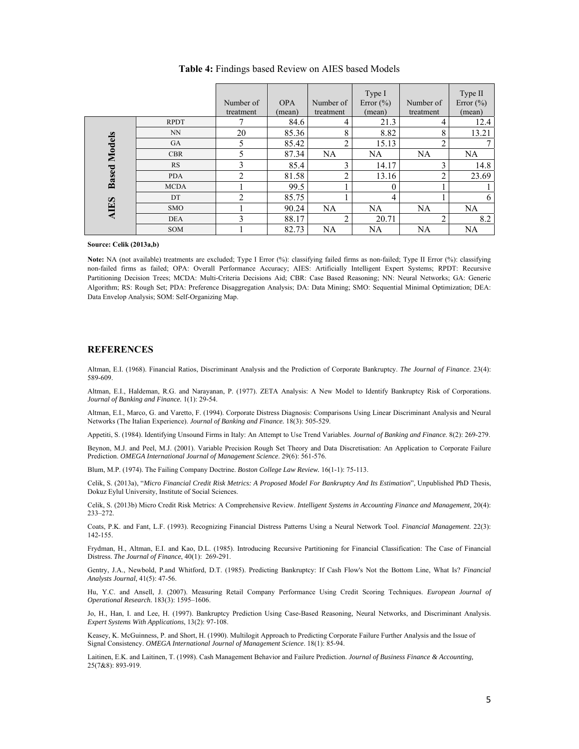**Table 4:** Findings based Review on AIES based Models

| | | Number of treatment | OPA (mean) | Number of treatment | Type I Error (%) (mean) | Number of treatment | Type II Error (%) (mean) |
|---|---|---|---|---|---|---|---|
| AIES Based Models | RPDT | 7 | 84.6 | 4 | 21.3 | 4 | 12.4 |
| | NN | 20 | 85.36 | 8 | 8.82 | 8 | 13.21 |
| | GA | 5 | 85.42 | 2 | 15.13 | 2 | 7 |
| | CBR | 5 | 87.34 | NA | NA | NA | NA |
| | RS | 3 | 85.4 | 3 | 14.17 | 3 | 14.8 |
| | PDA | 2 | 81.58 | 2 | 13.16 | 2 | 23.69 |
| | MCDA | 1 | 99.5 | 1 | 0 | 1 | 1 |
| | DT | 2 | 85.75 | 1 | 4 | 1 | 6 |
| | SMO | 1 | 90.24 | NA | NA | NA | NA |
| | DEA | 3 | 88.17 | 2 | 20.71 | 2 | 8.2 |
| | SOM | 1 | 82.73 | NA | NA | NA | NA |

**Source: Celik (2013a,b)**

**Note:** NA (not available) treatments are excluded; Type I Error (%): classifying failed firms as non-failed; Type II Error (%): classifying non-failed firms as failed; OPA: Overall Performance Accuracy; AIES: Artificially Intelligent Expert Systems; RPDT: Recursive Partitioning Decision Trees; MCDA: Multi-Criteria Decisions Aid; CBR: Case Based Reasoning; NN: Neural Networks; GA: Generic Algorithm; RS: Rough Set; PDA: Preference Disaggregation Analysis; DA: Data Mining; SMO: Sequential Minimal Optimization; DEA: Data Envelop Analysis; SOM: Self-Organizing Map.

## REFERENCES

Altman, E.I. (1968). Financial Ratios, Discriminant Analysis and the Prediction of Corporate Bankruptcy. *The Journal of Finance*. 23(4): 589-609.

Altman, E.I., Haldeman, R.G. and Narayanan, P. (1977). ZETA Analysis: A New Model to Identify Bankruptcy Risk of Corporations. *Journal of Banking and Finance.* 1(1): 29-54.

Altman, E.I., Marco, G. and Varetto, F. (1994). Corporate Distress Diagnosis: Comparisons Using Linear Discriminant Analysis and Neural Networks (The Italian Experience). *Journal of Banking and Finance.* 18(3): 505-529.

Appetiti, S. (1984). Identifying Unsound Firms in Italy: An Attempt to Use Trend Variables. *Journal of Banking and Finance.* 8(2): 269-279.

Beynon, M.J. and Peel, M.J. (2001). Variable Precision Rough Set Theory and Data Discretisation: An Application to Corporate Failure Prediction. *OMEGA International Journal of Management Science*. 29(6): 561-576.

Blum, M.P. (1974). The Failing Company Doctrine. *Boston College Law Review.* 16(1-1): 75-113.

Celik, S. (2013a), "*Micro Financial Credit Risk Metrics: A Proposed Model For Bankruptcy And Its Estimation*", Unpublished PhD Thesis, Dokuz Eylul University, Institute of Social Sciences.

Celik, S. (2013b) Micro Credit Risk Metrics: A Comprehensive Review. *Intelligent Systems in Accounting Finance and Management,* 20(4): 233–272.

Coats, P.K. and Fant, L.F. (1993). Recognizing Financial Distress Patterns Using a Neural Network Tool. *Financial Management*. 22(3): 142-155.

Frydman, H., Altman, E.I. and Kao, D.L. (1985). Introducing Recursive Partitioning for Financial Classification: The Case of Financial Distress. *The Journal of Finance*, 40(1): 269-291.

Gentry, J.A., Newbold, P.and Whitford, D.T. (1985). Predicting Bankruptcy: If Cash Flow's Not the Bottom Line, What Is? *Financial Analysts Journal*, 41(5): 47-56.

Hu, Y.C. and Ansell, J. (2007). Measuring Retail Company Performance Using Credit Scoring Techniques. *European Journal of Operational Research.* 183(3): 1595–1606.

Jo, H., Han, I. and Lee, H. (1997). Bankruptcy Prediction Using Case-Based Reasoning, Neural Networks, and Discriminant Analysis. *Expert Systems With Applications*, 13(2): 97-108.

Keasey, K. McGuinness, P. and Short, H. (1990). Multilogit Approach to Predicting Corporate Failure Further Analysis and the Issue of Signal Consistency. *OMEGA International Journal of Management Science*. 18(1): 85-94.

Laitinen, E.K. and Laitinen, T. (1998). Cash Management Behavior and Failure Prediction. *Journal of Business Finance & Accounting,* 25(7&8): 893-919.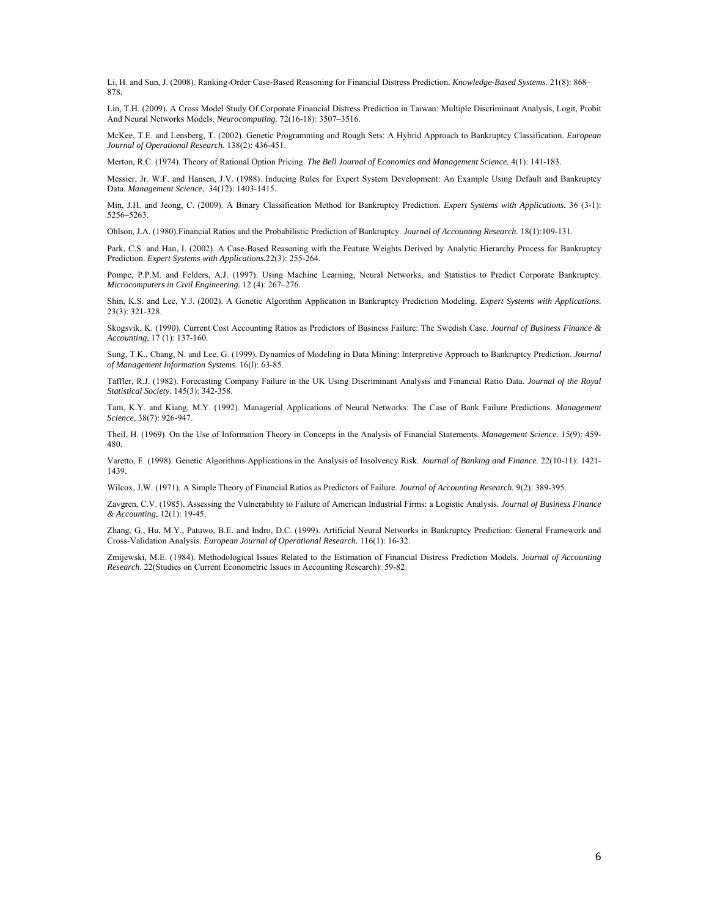Li, H. and Sun, J. (2008). Ranking-Order Case-Based Reasoning for Financial Distress Prediction. *Knowledge-Based Systems.* 21(8): 868–878.

Lin, T.H. (2009). A Cross Model Study Of Corporate Financial Distress Prediction in Taiwan: Multiple Discriminant Analysis, Logit, Probit And Neural Networks Models. *Neurocomputing.* 72(16-18): 3507–3516.

McKee, T.E. and Lensberg, T. (2002). Genetic Programming and Rough Sets: A Hybrid Approach to Bankruptcy Classification. *European Journal of Operational Research.* 138(2): 436-451.

Merton, R.C. (1974). Theory of Rational Option Pricing. *The Bell Journal of Economics and Management Science.* 4(1): 141-183.

Messier, Jr. W.F. and Hansen, J.V. (1988). Inducing Rules for Expert System Development: An Example Using Default and Bankruptcy Data. *Management Science*, 34(12): 1403-1415.

Min, J.H. and Jeong, C. (2009). A Binary Classification Method for Bankruptcy Prediction. *Expert Systems with Applications.* 36 (3-1): 5256–5263.

Ohlson, J.A. (1980).Financial Ratios and the Probabilistic Prediction of Bankruptcy. *Journal of Accounting Research.* 18(1):109-131.

Park, C.S. and Han, I. (2002). A Case-Based Reasoning with the Feature Weights Derived by Analytic Hierarchy Process for Bankruptcy Prediction. *Expert Systems with Applications.*22(3): 255-264.

Pompe, P.P.M. and Felders, A.J. (1997). Using Machine Learning, Neural Networks, and Statistics to Predict Corporate Bankruptcy. *Microcomputers in Civil Engineering.* 12 (4): 267–276.

Shin, K.S. and Lee, Y.J. (2002). A Genetic Algorithm Application in Bankruptcy Prediction Modeling. *Expert Systems with Applications.* 23(3): 321-328.

Skogsvik, K. (1990). Current Cost Accounting Ratios as Predictors of Business Failure: The Swedish Case. *Journal of Business Finance & Accounting*, 17 (1): 137-160.

Sung, T.K., Chang, N. and Lee, G. (1999). Dynamics of Modeling in Data Mining: Interpretive Approach to Bankruptcy Prediction. *Journal of Management Information Systems.* 16(l): 63-85.

Taffler, R.J. (1982). Forecasting Company Failure in the UK Using Discriminant Analysis and Financial Ratio Data. *Journal of the Royal Statistical Society*. 145(3): 342-358.

Tam, K.Y. and Kiang, M.Y. (1992). Managerial Applications of Neural Networks: The Case of Bank Failure Predictions. *Management Science*, 38(7): 926-947.

Theil, H. (1969). On the Use of Information Theory in Concepts in the Analysis of Financial Statements. *Management Science*. 15(9): 459-480.

Varetto, F. (1998). Genetic Algorithms Applications in the Analysis of Insolvency Risk. *Journal of Banking and Finance.* 22(10-11): 1421-1439.

Wilcox, J.W. (1971). A Simple Theory of Financial Ratios as Predictors of Failure. *Journal of Accounting Research.* 9(2): 389-395.

Zavgren, C.V. (1985). Assessing the Vulnerability to Failure of American Industrial Firms: a Logistic Analysis. *Journal of Business Finance & Accounting*, 12(1): 19-45.

Zhang, G., Hu, M.Y., Patuwo, B.E. and Indro, D.C. (1999). Artificial Neural Networks in Bankruptcy Prediction: General Framework and Cross-Validation Analysis. *European Journal of Operational Research.* 116(1): 16-32.

Zmijewski, M.E. (1984). Methodological Issues Related to the Estimation of Financial Distress Prediction Models. *Journal of Accounting Research*. 22(Studies on Current Econometric Issues in Accounting Research): 59-82.